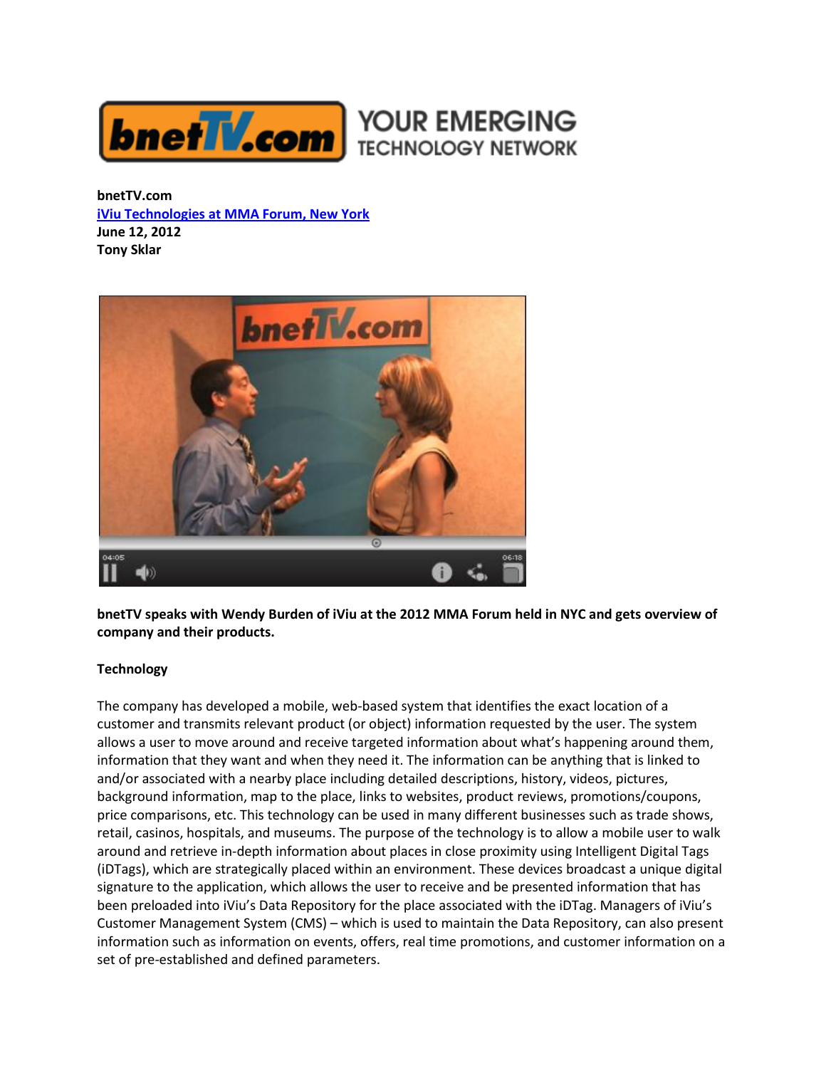**bnetTV.com**
[iViu Technologies at MMA Forum, New York]
**June 12, 2012**
**Tony Sklar**

**bnetTV speaks with Wendy Burden of iViu at the 2012 MMA Forum held in NYC and gets overview of company and their products.**

**Technology**

The company has developed a mobile, web-based system that identifies the exact location of a customer and transmits relevant product (or object) information requested by the user. The system allows a user to move around and receive targeted information about what's happening around them, information that they want and when they need it. The information can be anything that is linked to and/or associated with a nearby place including detailed descriptions, history, videos, pictures, background information, map to the place, links to websites, product reviews, promotions/coupons, price comparisons, etc. This technology can be used in many different businesses such as trade shows, retail, casinos, hospitals, and museums. The purpose of the technology is to allow a mobile user to walk around and retrieve in-depth information about places in close proximity using Intelligent Digital Tags (iDTags), which are strategically placed within an environment. These devices broadcast a unique digital signature to the application, which allows the user to receive and be presented information that has been preloaded into iViu's Data Repository for the place associated with the iDTag. Managers of iViu's Customer Management System (CMS) – which is used to maintain the Data Repository, can also present information such as information on events, offers, real time promotions, and customer information on a set of pre-established and defined parameters.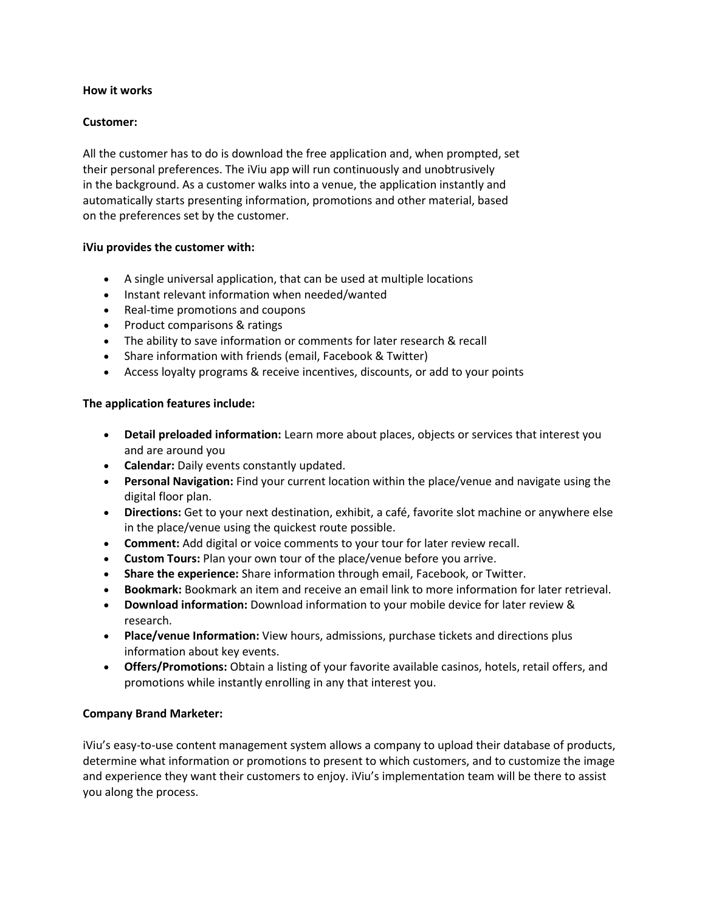**How it works**

**Customer:**

All the customer has to do is download the free application and, when prompted, set their personal preferences. The iViu app will run continuously and unobtrusively in the background. As a customer walks into a venue, the application instantly and automatically starts presenting information, promotions and other material, based on the preferences set by the customer.

**iViu provides the customer with:**

- A single universal application, that can be used at multiple locations
- Instant relevant information when needed/wanted
- Real-time promotions and coupons
- Product comparisons & ratings
- The ability to save information or comments for later research & recall
- Share information with friends (email, Facebook & Twitter)
- Access loyalty programs & receive incentives, discounts, or add to your points

**The application features include:**

- **Detail preloaded information:** Learn more about places, objects or services that interest you and are around you
- **Calendar:** Daily events constantly updated.
- **Personal Navigation:** Find your current location within the place/venue and navigate using the digital floor plan.
- **Directions:** Get to your next destination, exhibit, a café, favorite slot machine or anywhere else in the place/venue using the quickest route possible.
- **Comment:** Add digital or voice comments to your tour for later review recall.
- **Custom Tours:** Plan your own tour of the place/venue before you arrive.
- **Share the experience:** Share information through email, Facebook, or Twitter.
- **Bookmark:** Bookmark an item and receive an email link to more information for later retrieval.
- **Download information:** Download information to your mobile device for later review & research.
- **Place/venue Information:** View hours, admissions, purchase tickets and directions plus information about key events.
- **Offers/Promotions:** Obtain a listing of your favorite available casinos, hotels, retail offers, and promotions while instantly enrolling in any that interest you.

**Company Brand Marketer:**

iViu's easy-to-use content management system allows a company to upload their database of products, determine what information or promotions to present to which customers, and to customize the image and experience they want their customers to enjoy. iViu's implementation team will be there to assist you along the process.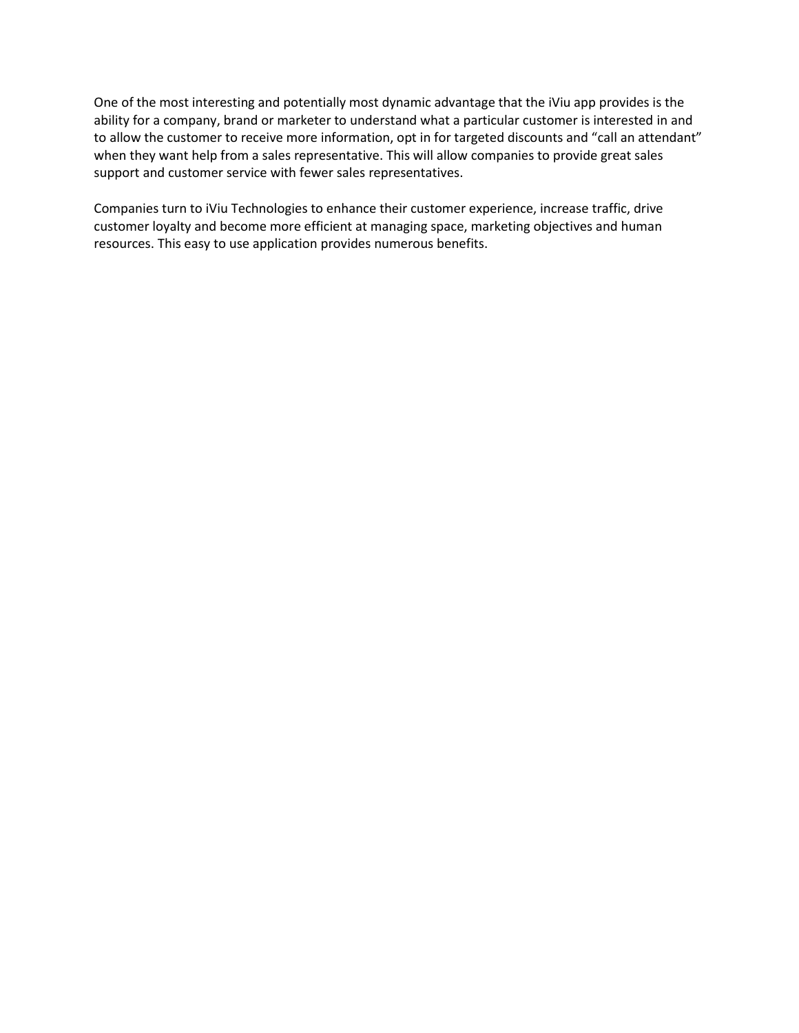One of the most interesting and potentially most dynamic advantage that the iViu app provides is the ability for a company, brand or marketer to understand what a particular customer is interested in and to allow the customer to receive more information, opt in for targeted discounts and "call an attendant" when they want help from a sales representative. This will allow companies to provide great sales support and customer service with fewer sales representatives.

Companies turn to iViu Technologies to enhance their customer experience, increase traffic, drive customer loyalty and become more efficient at managing space, marketing objectives and human resources. This easy to use application provides numerous benefits.